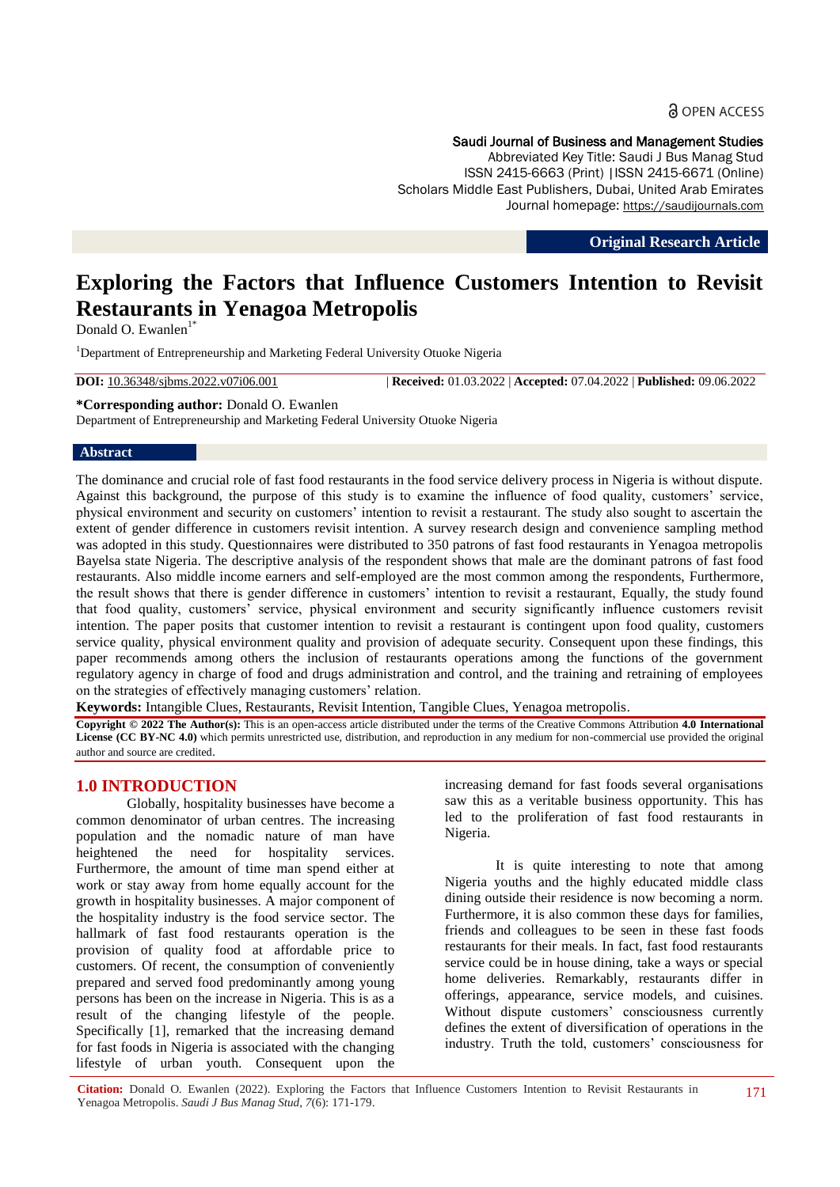OPEN ACCESS

Saudi Journal of Business and Management Studies
Abbreviated Key Title: Saudi J Bus Manag Stud
ISSN 2415-6663 (Print) | ISSN 2415-6671 (Online)
Scholars Middle East Publishers, Dubai, United Arab Emirates
Journal homepage: https://saudijournals.com

**Original Research Article**

# Exploring the Factors that Influence Customers Intention to Revisit Restaurants in Yenagoa Metropolis

Donald O. Ewanlen[1*]

[1]Department of Entrepreneurship and Marketing Federal University Otuoke Nigeria

**DOI:** 10.36348/sjbms.2022.v07i06.001 | **Received:** 01.03.2022 | **Accepted:** 07.04.2022 | **Published:** 09.06.2022

**\*Corresponding author:** Donald O. Ewanlen
Department of Entrepreneurship and Marketing Federal University Otuoke Nigeria

## Abstract

The dominance and crucial role of fast food restaurants in the food service delivery process in Nigeria is without dispute. Against this background, the purpose of this study is to examine the influence of food quality, customers' service, physical environment and security on customers' intention to revisit a restaurant. The study also sought to ascertain the extent of gender difference in customers revisit intention. A survey research design and convenience sampling method was adopted in this study. Questionnaires were distributed to 350 patrons of fast food restaurants in Yenagoa metropolis Bayelsa state Nigeria. The descriptive analysis of the respondent shows that male are the dominant patrons of fast food restaurants. Also middle income earners and self-employed are the most common among the respondents, Furthermore, the result shows that there is gender difference in customers' intention to revisit a restaurant, Equally, the study found that food quality, customers' service, physical environment and security significantly influence customers revisit intention. The paper posits that customer intention to revisit a restaurant is contingent upon food quality, customers service quality, physical environment quality and provision of adequate security. Consequent upon these findings, this paper recommends among others the inclusion of restaurants operations among the functions of the government regulatory agency in charge of food and drugs administration and control, and the training and retraining of employees on the strategies of effectively managing customers' relation.

**Keywords:** Intangible Clues, Restaurants, Revisit Intention, Tangible Clues, Yenagoa metropolis.

**Copyright © 2022 The Author(s):** This is an open-access article distributed under the terms of the Creative Commons Attribution **4.0 International License (CC BY-NC 4.0)** which permits unrestricted use, distribution, and reproduction in any medium for non-commercial use provided the original author and source are credited.

## 1.0 INTRODUCTION

Globally, hospitality businesses have become a common denominator of urban centres. The increasing population and the nomadic nature of man have heightened the need for hospitality services. Furthermore, the amount of time man spend either at work or stay away from home equally account for the growth in hospitality businesses. A major component of the hospitality industry is the food service sector. The hallmark of fast food restaurants operation is the provision of quality food at affordable price to customers. Of recent, the consumption of conveniently prepared and served food predominantly among young persons has been on the increase in Nigeria. This is as a result of the changing lifestyle of the people. Specifically [1], remarked that the increasing demand for fast foods in Nigeria is associated with the changing lifestyle of urban youth. Consequent upon the increasing demand for fast foods several organisations saw this as a veritable business opportunity. This has led to the proliferation of fast food restaurants in Nigeria.

It is quite interesting to note that among Nigeria youths and the highly educated middle class dining outside their residence is now becoming a norm. Furthermore, it is also common these days for families, friends and colleagues to be seen in these fast foods restaurants for their meals. In fact, fast food restaurants service could be in house dining, take a ways or special home deliveries. Remarkably, restaurants differ in offerings, appearance, service models, and cuisines. Without dispute customers' consciousness currently defines the extent of diversification of operations in the industry. Truth the told, customers' consciousness for

**Citation:** Donald O. Ewanlen (2022). Exploring the Factors that Influence Customers Intention to Revisit Restaurants in Yenagoa Metropolis. *Saudi J Bus Manag Stud, 7*(6): 171-179.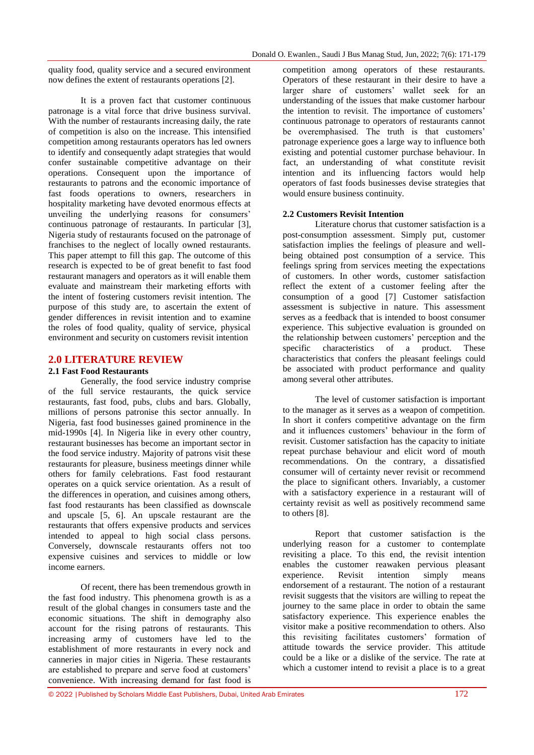quality food, quality service and a secured environment now defines the extent of restaurants operations [2].

It is a proven fact that customer continuous patronage is a vital force that drive business survival. With the number of restaurants increasing daily, the rate of competition is also on the increase. This intensified competition among restaurants operators has led owners to identify and consequently adapt strategies that would confer sustainable competitive advantage on their operations. Consequent upon the importance of restaurants to patrons and the economic importance of fast foods operations to owners, researchers in hospitality marketing have devoted enormous effects at unveiling the underlying reasons for consumers' continuous patronage of restaurants. In particular [3], Nigeria study of restaurants focused on the patronage of franchises to the neglect of locally owned restaurants. This paper attempt to fill this gap. The outcome of this research is expected to be of great benefit to fast food restaurant managers and operators as it will enable them evaluate and mainstream their marketing efforts with the intent of fostering customers revisit intention. The purpose of this study are, to ascertain the extent of gender differences in revisit intention and to examine the roles of food quality, quality of service, physical environment and security on customers revisit intention

## 2.0 LITERATURE REVIEW

### 2.1 Fast Food Restaurants

Generally, the food service industry comprise of the full service restaurants, the quick service restaurants, fast food, pubs, clubs and bars. Globally, millions of persons patronise this sector annually. In Nigeria, fast food businesses gained prominence in the mid-1990s [4]. In Nigeria like in every other country, restaurant businesses has become an important sector in the food service industry. Majority of patrons visit these restaurants for pleasure, business meetings dinner while others for family celebrations. Fast food restaurant operates on a quick service orientation. As a result of the differences in operation, and cuisines among others, fast food restaurants has been classified as downscale and upscale [5, 6]. An upscale restaurant are the restaurants that offers expensive products and services intended to appeal to high social class persons. Conversely, downscale restaurants offers not too expensive cuisines and services to middle or low income earners.

Of recent, there has been tremendous growth in the fast food industry. This phenomena growth is as a result of the global changes in consumers taste and the economic situations. The shift in demography also account for the rising patrons of restaurants. This increasing army of customers have led to the establishment of more restaurants in every nock and canneries in major cities in Nigeria. These restaurants are established to prepare and serve food at customers' convenience. With increasing demand for fast food is competition among operators of these restaurants. Operators of these restaurant in their desire to have a larger share of customers' wallet seek for an understanding of the issues that make customer harbour the intention to revisit. The importance of customers' continuous patronage to operators of restaurants cannot be overemphasised. The truth is that customers' patronage experience goes a large way to influence both existing and potential customer purchase behaviour. In fact, an understanding of what constitute revisit intention and its influencing factors would help operators of fast foods businesses devise strategies that would ensure business continuity.

### 2.2 Customers Revisit Intention

Literature chorus that customer satisfaction is a post-consumption assessment. Simply put, customer satisfaction implies the feelings of pleasure and well-being obtained post consumption of a service. This feelings spring from services meeting the expectations of customers. In other words, customer satisfaction reflect the extent of a customer feeling after the consumption of a good [7] Customer satisfaction assessment is subjective in nature. This assessment serves as a feedback that is intended to boost consumer experience. This subjective evaluation is grounded on the relationship between customers' perception and the specific characteristics of a product. These characteristics that confers the pleasant feelings could be associated with product performance and quality among several other attributes.

The level of customer satisfaction is important to the manager as it serves as a weapon of competition. In short it confers competitive advantage on the firm and it influences customers' behaviour in the form of revisit. Customer satisfaction has the capacity to initiate repeat purchase behaviour and elicit word of mouth recommendations. On the contrary, a dissatisfied consumer will of certainty never revisit or recommend the place to significant others. Invariably, a customer with a satisfactory experience in a restaurant will of certainty revisit as well as positively recommend same to others [8].

Report that customer satisfaction is the underlying reason for a customer to contemplate revisiting a place. To this end, the revisit intention enables the customer reawaken pervious pleasant experience. Revisit intention simply means endorsement of a restaurant. The notion of a restaurant revisit suggests that the visitors are willing to repeat the journey to the same place in order to obtain the same satisfactory experience. This experience enables the visitor make a positive recommendation to others. Also this revisiting facilitates customers' formation of attitude towards the service provider. This attitude could be a like or a dislike of the service. The rate at which a customer intend to revisit a place is to a great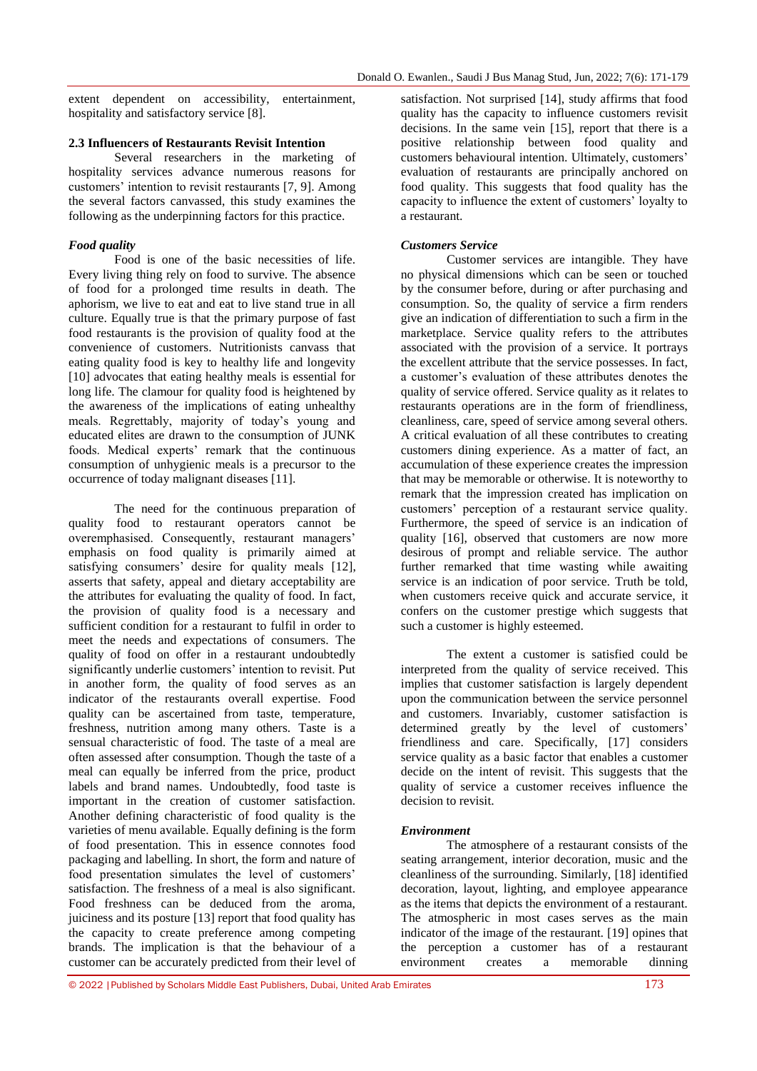extent dependent on accessibility, entertainment, hospitality and satisfactory service [8].

### 2.3 Influencers of Restaurants Revisit Intention

Several researchers in the marketing of hospitality services advance numerous reasons for customers' intention to revisit restaurants [7, 9]. Among the several factors canvassed, this study examines the following as the underpinning factors for this practice.

#### *Food quality*

Food is one of the basic necessities of life. Every living thing rely on food to survive. The absence of food for a prolonged time results in death. The aphorism, we live to eat and eat to live stand true in all culture. Equally true is that the primary purpose of fast food restaurants is the provision of quality food at the convenience of customers. Nutritionists canvass that eating quality food is key to healthy life and longevity [10] advocates that eating healthy meals is essential for long life. The clamour for quality food is heightened by the awareness of the implications of eating unhealthy meals. Regrettably, majority of today's young and educated elites are drawn to the consumption of JUNK foods. Medical experts' remark that the continuous consumption of unhygienic meals is a precursor to the occurrence of today malignant diseases [11].

The need for the continuous preparation of quality food to restaurant operators cannot be overemphasised. Consequently, restaurant managers' emphasis on food quality is primarily aimed at satisfying consumers' desire for quality meals [12], asserts that safety, appeal and dietary acceptability are the attributes for evaluating the quality of food. In fact, the provision of quality food is a necessary and sufficient condition for a restaurant to fulfil in order to meet the needs and expectations of consumers. The quality of food on offer in a restaurant undoubtedly significantly underlie customers' intention to revisit. Put in another form, the quality of food serves as an indicator of the restaurants overall expertise. Food quality can be ascertained from taste, temperature, freshness, nutrition among many others. Taste is a sensual characteristic of food. The taste of a meal are often assessed after consumption. Though the taste of a meal can equally be inferred from the price, product labels and brand names. Undoubtedly, food taste is important in the creation of customer satisfaction. Another defining characteristic of food quality is the varieties of menu available. Equally defining is the form of food presentation. This in essence connotes food packaging and labelling. In short, the form and nature of food presentation simulates the level of customers' satisfaction. The freshness of a meal is also significant. Food freshness can be deduced from the aroma, juiciness and its posture [13] report that food quality has the capacity to create preference among competing brands. The implication is that the behaviour of a customer can be accurately predicted from their level of satisfaction. Not surprised [14], study affirms that food quality has the capacity to influence customers revisit decisions. In the same vein [15], report that there is a positive relationship between food quality and customers behavioural intention. Ultimately, customers' evaluation of restaurants are principally anchored on food quality. This suggests that food quality has the capacity to influence the extent of customers' loyalty to a restaurant.

#### *Customers Service*

Customer services are intangible. They have no physical dimensions which can be seen or touched by the consumer before, during or after purchasing and consumption. So, the quality of service a firm renders give an indication of differentiation to such a firm in the marketplace. Service quality refers to the attributes associated with the provision of a service. It portrays the excellent attribute that the service possesses. In fact, a customer's evaluation of these attributes denotes the quality of service offered. Service quality as it relates to restaurants operations are in the form of friendliness, cleanliness, care, speed of service among several others. A critical evaluation of all these contributes to creating customers dining experience. As a matter of fact, an accumulation of these experience creates the impression that may be memorable or otherwise. It is noteworthy to remark that the impression created has implication on customers' perception of a restaurant service quality. Furthermore, the speed of service is an indication of quality [16], observed that customers are now more desirous of prompt and reliable service. The author further remarked that time wasting while awaiting service is an indication of poor service. Truth be told, when customers receive quick and accurate service, it confers on the customer prestige which suggests that such a customer is highly esteemed.

The extent a customer is satisfied could be interpreted from the quality of service received. This implies that customer satisfaction is largely dependent upon the communication between the service personnel and customers. Invariably, customer satisfaction is determined greatly by the level of customers' friendliness and care. Specifically, [17] considers service quality as a basic factor that enables a customer decide on the intent of revisit. This suggests that the quality of service a customer receives influence the decision to revisit.

#### *Environment*

The atmosphere of a restaurant consists of the seating arrangement, interior decoration, music and the cleanliness of the surrounding. Similarly, [18] identified decoration, layout, lighting, and employee appearance as the items that depicts the environment of a restaurant. The atmospheric in most cases serves as the main indicator of the image of the restaurant. [19] opines that the perception a customer has of a restaurant environment creates a memorable dinning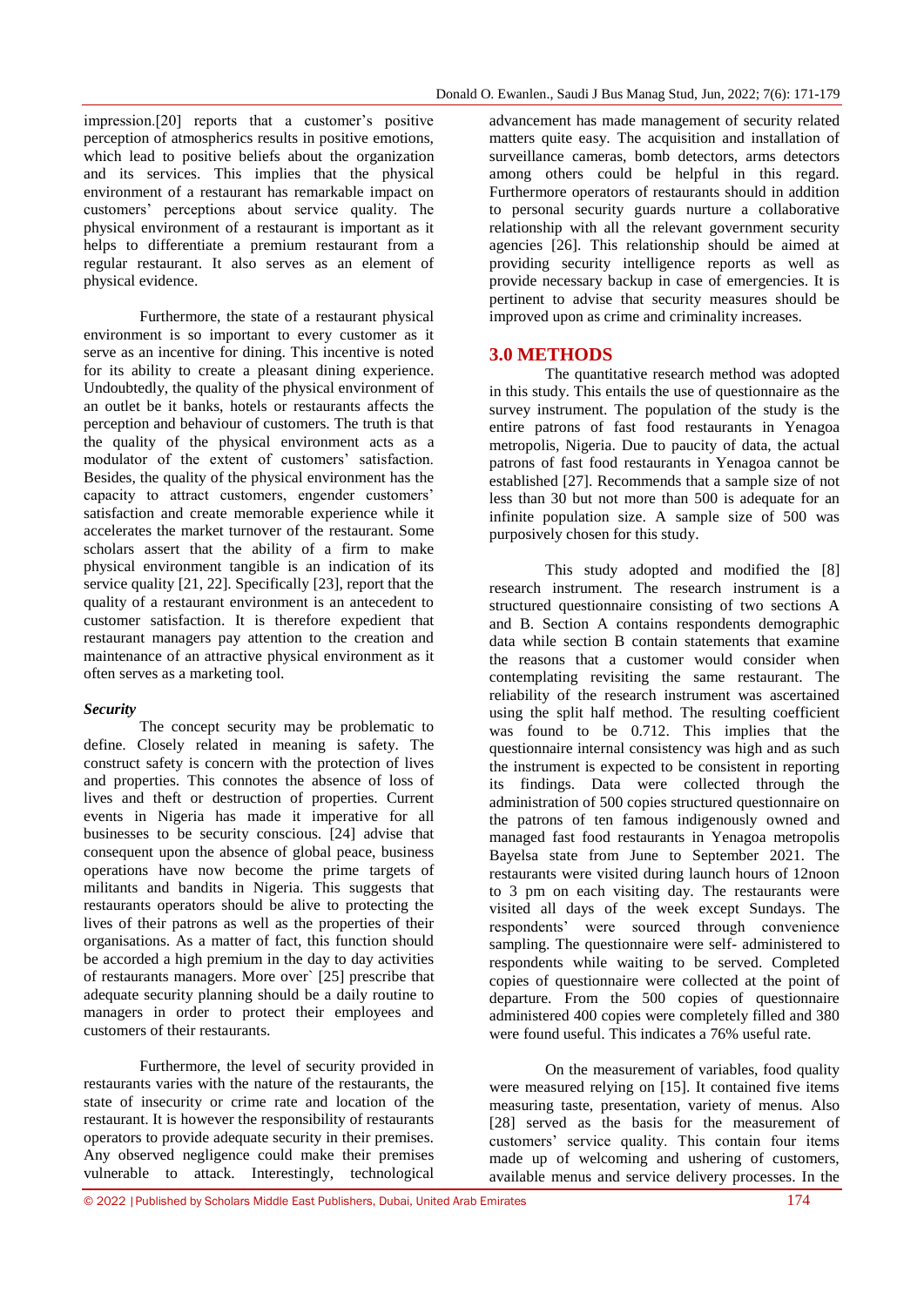impression.[20] reports that a customer's positive perception of atmospherics results in positive emotions, which lead to positive beliefs about the organization and its services. This implies that the physical environment of a restaurant has remarkable impact on customers' perceptions about service quality. The physical environment of a restaurant is important as it helps to differentiate a premium restaurant from a regular restaurant. It also serves as an element of physical evidence.

Furthermore, the state of a restaurant physical environment is so important to every customer as it serve as an incentive for dining. This incentive is noted for its ability to create a pleasant dining experience. Undoubtedly, the quality of the physical environment of an outlet be it banks, hotels or restaurants affects the perception and behaviour of customers. The truth is that the quality of the physical environment acts as a modulator of the extent of customers' satisfaction. Besides, the quality of the physical environment has the capacity to attract customers, engender customers' satisfaction and create memorable experience while it accelerates the market turnover of the restaurant. Some scholars assert that the ability of a firm to make physical environment tangible is an indication of its service quality [21, 22]. Specifically [23], report that the quality of a restaurant environment is an antecedent to customer satisfaction. It is therefore expedient that restaurant managers pay attention to the creation and maintenance of an attractive physical environment as it often serves as a marketing tool.

***Security***

The concept security may be problematic to define. Closely related in meaning is safety. The construct safety is concern with the protection of lives and properties. This connotes the absence of loss of lives and theft or destruction of properties. Current events in Nigeria has made it imperative for all businesses to be security conscious. [24] advise that consequent upon the absence of global peace, business operations have now become the prime targets of militants and bandits in Nigeria. This suggests that restaurants operators should be alive to protecting the lives of their patrons as well as the properties of their organisations. As a matter of fact, this function should be accorded a high premium in the day to day activities of restaurants managers. More over` [25] prescribe that adequate security planning should be a daily routine to managers in order to protect their employees and customers of their restaurants.

Furthermore, the level of security provided in restaurants varies with the nature of the restaurants, the state of insecurity or crime rate and location of the restaurant. It is however the responsibility of restaurants operators to provide adequate security in their premises. Any observed negligence could make their premises vulnerable to attack. Interestingly, technological advancement has made management of security related matters quite easy. The acquisition and installation of surveillance cameras, bomb detectors, arms detectors among others could be helpful in this regard. Furthermore operators of restaurants should in addition to personal security guards nurture a collaborative relationship with all the relevant government security agencies [26]. This relationship should be aimed at providing security intelligence reports as well as provide necessary backup in case of emergencies. It is pertinent to advise that security measures should be improved upon as crime and criminality increases.

## 3.0 METHODS

The quantitative research method was adopted in this study. This entails the use of questionnaire as the survey instrument. The population of the study is the entire patrons of fast food restaurants in Yenagoa metropolis, Nigeria. Due to paucity of data, the actual patrons of fast food restaurants in Yenagoa cannot be established [27]. Recommends that a sample size of not less than 30 but not more than 500 is adequate for an infinite population size. A sample size of 500 was purposively chosen for this study.

This study adopted and modified the [8] research instrument. The research instrument is a structured questionnaire consisting of two sections A and B. Section A contains respondents demographic data while section B contain statements that examine the reasons that a customer would consider when contemplating revisiting the same restaurant. The reliability of the research instrument was ascertained using the split half method. The resulting coefficient was found to be 0.712. This implies that the questionnaire internal consistency was high and as such the instrument is expected to be consistent in reporting its findings. Data were collected through the administration of 500 copies structured questionnaire on the patrons of ten famous indigenously owned and managed fast food restaurants in Yenagoa metropolis Bayelsa state from June to September 2021. The restaurants were visited during launch hours of 12noon to 3 pm on each visiting day. The restaurants were visited all days of the week except Sundays. The respondents' were sourced through convenience sampling. The questionnaire were self- administered to respondents while waiting to be served. Completed copies of questionnaire were collected at the point of departure. From the 500 copies of questionnaire administered 400 copies were completely filled and 380 were found useful. This indicates a 76% useful rate.

On the measurement of variables, food quality were measured relying on [15]. It contained five items measuring taste, presentation, variety of menus. Also [28] served as the basis for the measurement of customers' service quality. This contain four items made up of welcoming and ushering of customers, available menus and service delivery processes. In the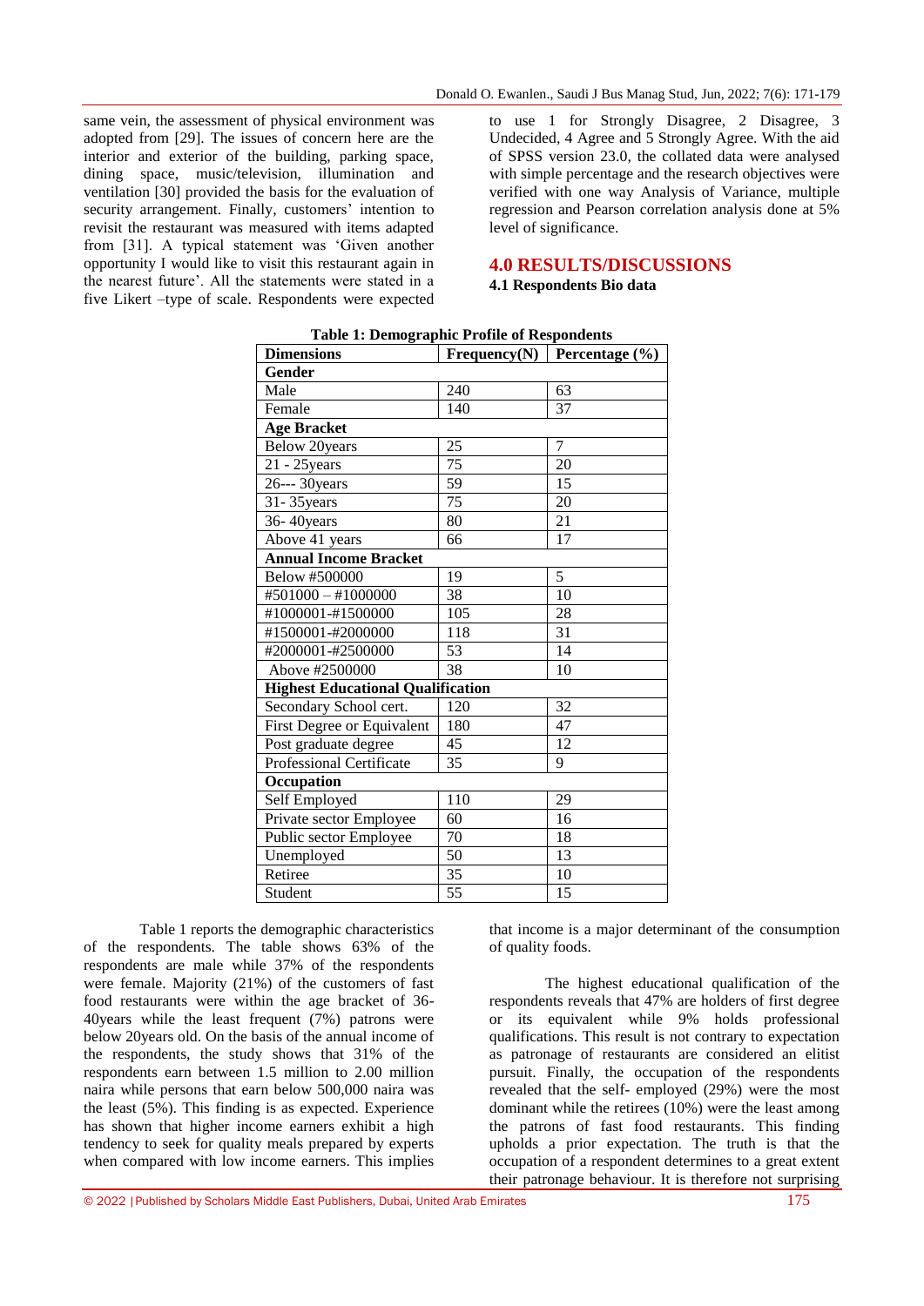same vein, the assessment of physical environment was adopted from [29]. The issues of concern here are the interior and exterior of the building, parking space, dining space, music/television, illumination and ventilation [30] provided the basis for the evaluation of security arrangement. Finally, customers' intention to revisit the restaurant was measured with items adapted from [31]. A typical statement was 'Given another opportunity I would like to visit this restaurant again in the nearest future'. All the statements were stated in a five Likert –type of scale. Respondents were expected to use 1 for Strongly Disagree, 2 Disagree, 3 Undecided, 4 Agree and 5 Strongly Agree. With the aid of SPSS version 23.0, the collated data were analysed with simple percentage and the research objectives were verified with one way Analysis of Variance, multiple regression and Pearson correlation analysis done at 5% level of significance.

## 4.0 RESULTS/DISCUSSIONS

### 4.1 Respondents Bio data

**Table 1: Demographic Profile of Respondents**

| Dimensions | Frequency(N) | Percentage (%) |
|---|---|---|
| **Gender** | | |
| Male | 240 | 63 |
| Female | 140 | 37 |
| **Age Bracket** | | |
| Below 20years | 25 | 7 |
| 21 - 25years | 75 | 20 |
| 26--- 30years | 59 | 15 |
| 31- 35years | 75 | 20 |
| 36- 40years | 80 | 21 |
| Above 41 years | 66 | 17 |
| **Annual Income Bracket** | | |
| Below #500000 | 19 | 5 |
| #501000 – #1000000 | 38 | 10 |
| #1000001-#1500000 | 105 | 28 |
| #1500001-#2000000 | 118 | 31 |
| #2000001-#2500000 | 53 | 14 |
| Above #2500000 | 38 | 10 |
| **Highest Educational Qualification** | | |
| Secondary School cert. | 120 | 32 |
| First Degree or Equivalent | 180 | 47 |
| Post graduate degree | 45 | 12 |
| Professional Certificate | 35 | 9 |
| **Occupation** | | |
| Self Employed | 110 | 29 |
| Private sector Employee | 60 | 16 |
| Public sector Employee | 70 | 18 |
| Unemployed | 50 | 13 |
| Retiree | 35 | 10 |
| Student | 55 | 15 |

Table 1 reports the demographic characteristics of the respondents. The table shows 63% of the respondents are male while 37% of the respondents were female. Majority (21%) of the customers of fast food restaurants were within the age bracket of 36-40years while the least frequent (7%) patrons were below 20years old. On the basis of the annual income of the respondents, the study shows that 31% of the respondents earn between 1.5 million to 2.00 million naira while persons that earn below 500,000 naira was the least (5%). This finding is as expected. Experience has shown that higher income earners exhibit a high tendency to seek for quality meals prepared by experts when compared with low income earners. This implies that income is a major determinant of the consumption of quality foods.

The highest educational qualification of the respondents reveals that 47% are holders of first degree or its equivalent while 9% holds professional qualifications. This result is not contrary to expectation as patronage of restaurants are considered an elitist pursuit. Finally, the occupation of the respondents revealed that the self- employed (29%) were the most dominant while the retirees (10%) were the least among the patrons of fast food restaurants. This finding upholds a prior expectation. The truth is that the occupation of a respondent determines to a great extent their patronage behaviour. It is therefore not surprising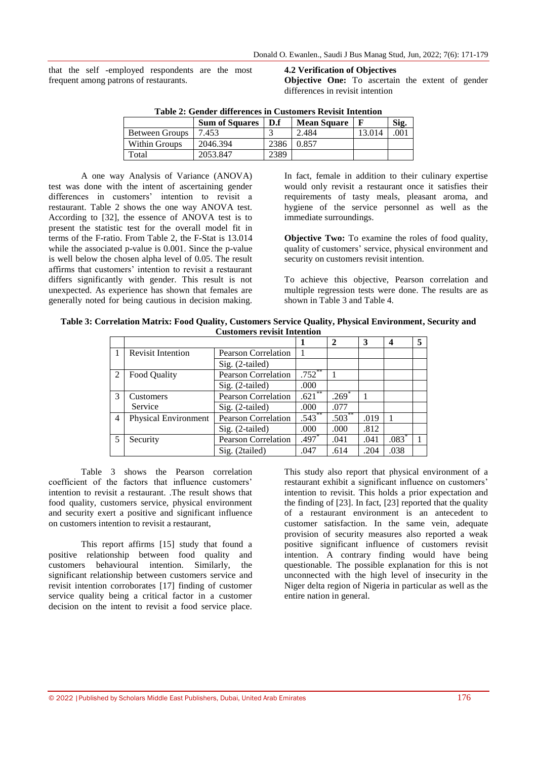that the self -employed respondents are the most frequent among patrons of restaurants.

### 4.2 Verification of Objectives

**Objective One:** To ascertain the extent of gender differences in revisit intention

**Table 2: Gender differences in Customers Revisit Intention**

| | Sum of Squares | D.f | Mean Square | F | Sig. |
|---|---|---|---|---|---|
| Between Groups | 7.453 | 3 | 2.484 | 13.014 | .001 |
| Within Groups | 2046.394 | 2386 | 0.857 | | |
| Total | 2053.847 | 2389 | | | |

A one way Analysis of Variance (ANOVA) test was done with the intent of ascertaining gender differences in customers' intention to revisit a restaurant. Table 2 shows the one way ANOVA test. According to [32], the essence of ANOVA test is to present the statistic test for the overall model fit in terms of the F-ratio. From Table 2, the F-Stat is 13.014 while the associated p-value is 0.001. Since the p-value is well below the chosen alpha level of 0.05. The result affirms that customers' intention to revisit a restaurant differs significantly with gender. This result is not unexpected. As experience has shown that females are generally noted for being cautious in decision making. In fact, female in addition to their culinary expertise would only revisit a restaurant once it satisfies their requirements of tasty meals, pleasant aroma, and hygiene of the service personnel as well as the immediate surroundings.

**Objective Two:** To examine the roles of food quality, quality of customers' service, physical environment and security on customers revisit intention.

To achieve this objective, Pearson correlation and multiple regression tests were done. The results are as shown in Table 3 and Table 4.

**Table 3: Correlation Matrix: Food Quality, Customers Service Quality, Physical Environment, Security and Customers revisit Intention**

| | | | 1 | 2 | 3 | 4 | 5 |
|---|---|---|---|---|---|---|---|
| 1 | Revisit Intention | Pearson Correlation | 1 | | | | |
| | | Sig. (2-tailed) | | | | | |
| 2 | Food Quality | Pearson Correlation | .752** | 1 | | | |
| | | Sig. (2-tailed) | .000 | | | | |
| 3 | Customers Service | Pearson Correlation | .621** | .269* | 1 | | |
| | | Sig. (2-tailed) | .000 | .077 | | | |
| 4 | Physical Environment | Pearson Correlation | .543** | .503** | .019 | 1 | |
| | | Sig. (2-tailed) | .000 | .000 | .812 | | |
| 5 | Security | Pearson Correlation | .497* | .041 | .041 | .083* | 1 |
| | | Sig. (2tailed) | .047 | .614 | .204 | .038 | |

Table 3 shows the Pearson correlation coefficient of the factors that influence customers' intention to revisit a restaurant. .The result shows that food quality, customers service, physical environment and security exert a positive and significant influence on customers intention to revisit a restaurant,

This report affirms [15] study that found a positive relationship between food quality and customers behavioural intention. Similarly, the significant relationship between customers service and revisit intention corroborates [17] finding of customer service quality being a critical factor in a customer decision on the intent to revisit a food service place. This study also report that physical environment of a restaurant exhibit a significant influence on customers' intention to revisit. This holds a prior expectation and the finding of [23]. In fact, [23] reported that the quality of a restaurant environment is an antecedent to customer satisfaction. In the same vein, adequate provision of security measures also reported a weak positive significant influence of customers revisit intention. A contrary finding would have being questionable. The possible explanation for this is not unconnected with the high level of insecurity in the Niger delta region of Nigeria in particular as well as the entire nation in general.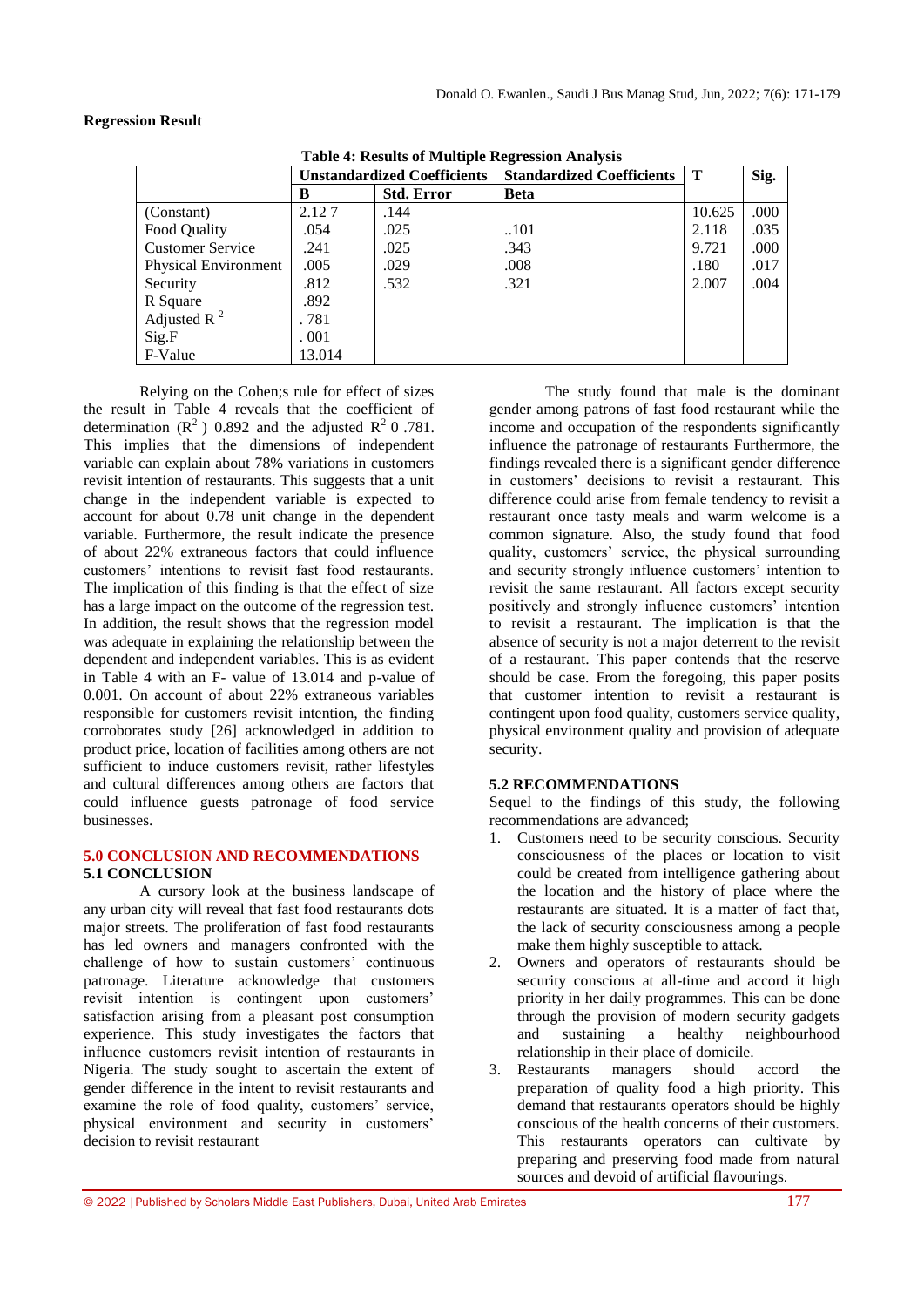**Regression Result**

**Table 4: Results of Multiple Regression Analysis**

| | Unstandardized Coefficients | | Standardized Coefficients | T | Sig. |
|---|---|---|---|---|---|
| | B | Std. Error | Beta | | |
| (Constant) | 2.12 7 | .144 | | 10.625 | .000 |
| Food Quality | .054 | .025 | ..101 | 2.118 | .035 |
| Customer Service | .241 | .025 | .343 | 9.721 | .000 |
| Physical Environment | .005 | .029 | .008 | .180 | .017 |
| Security | .812 | .532 | .321 | 2.007 | .004 |
| R Square | .892 | | | | |
| Adjusted $R^2$ | . 781 | | | | |
| Sig.F | . 001 | | | | |
| F-Value | 13.014 | | | | |

Relying on the Cohen;s rule for effect of sizes the result in Table 4 reveals that the coefficient of determination ($R^2$) 0.892 and the adjusted $R^2$ 0 .781. This implies that the dimensions of independent variable can explain about 78% variations in customers revisit intention of restaurants. This suggests that a unit change in the independent variable is expected to account for about 0.78 unit change in the dependent variable. Furthermore, the result indicate the presence of about 22% extraneous factors that could influence customers' intentions to revisit fast food restaurants. The implication of this finding is that the effect of size has a large impact on the outcome of the regression test. In addition, the result shows that the regression model was adequate in explaining the relationship between the dependent and independent variables. This is as evident in Table 4 with an F- value of 13.014 and p-value of 0.001. On account of about 22% extraneous variables responsible for customers revisit intention, the finding corroborates study [26] acknowledged in addition to product price, location of facilities among others are not sufficient to induce customers revisit, rather lifestyles and cultural differences among others are factors that could influence guests patronage of food service businesses.

## 5.0 CONCLUSION AND RECOMMENDATIONS

### 5.1 CONCLUSION

A cursory look at the business landscape of any urban city will reveal that fast food restaurants dots major streets. The proliferation of fast food restaurants has led owners and managers confronted with the challenge of how to sustain customers' continuous patronage. Literature acknowledge that customers revisit intention is contingent upon customers' satisfaction arising from a pleasant post consumption experience. This study investigates the factors that influence customers revisit intention of restaurants in Nigeria. The study sought to ascertain the extent of gender difference in the intent to revisit restaurants and examine the role of food quality, customers' service, physical environment and security in customers' decision to revisit restaurant

The study found that male is the dominant gender among patrons of fast food restaurant while the income and occupation of the respondents significantly influence the patronage of restaurants Furthermore, the findings revealed there is a significant gender difference in customers' decisions to revisit a restaurant. This difference could arise from female tendency to revisit a restaurant once tasty meals and warm welcome is a common signature. Also, the study found that food quality, customers' service, the physical surrounding and security strongly influence customers' intention to revisit the same restaurant. All factors except security positively and strongly influence customers' intention to revisit a restaurant. The implication is that the absence of security is not a major deterrent to the revisit of a restaurant. This paper contends that the reserve should be case. From the foregoing, this paper posits that customer intention to revisit a restaurant is contingent upon food quality, customers service quality, physical environment quality and provision of adequate security.

### 5.2 RECOMMENDATIONS

Sequel to the findings of this study, the following recommendations are advanced;

1. Customers need to be security conscious. Security consciousness of the places or location to visit could be created from intelligence gathering about the location and the history of place where the restaurants are situated. It is a matter of fact that, the lack of security consciousness among a people make them highly susceptible to attack.
2. Owners and operators of restaurants should be security conscious at all-time and accord it high priority in her daily programmes. This can be done through the provision of modern security gadgets and sustaining a healthy neighbourhood relationship in their place of domicile.
3. Restaurants managers should accord the preparation of quality food a high priority. This demand that restaurants operators should be highly conscious of the health concerns of their customers. This restaurants operators can cultivate by preparing and preserving food made from natural sources and devoid of artificial flavourings.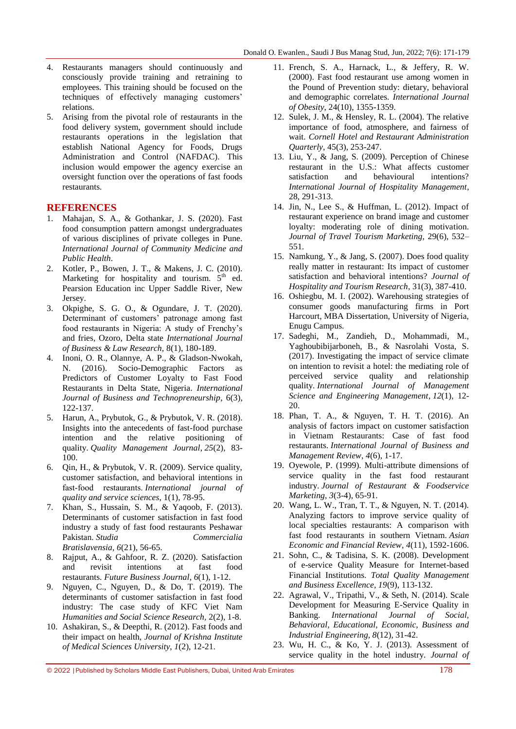4. Restaurants managers should continuously and consciously provide training and retraining to employees. This training should be focused on the techniques of effectively managing customers' relations.
5. Arising from the pivotal role of restaurants in the food delivery system, government should include restaurants operations in the legislation that establish National Agency for Foods, Drugs Administration and Control (NAFDAC). This inclusion would empower the agency exercise an oversight function over the operations of fast foods restaurants.

## REFERENCES

1. Mahajan, S. A., & Gothankar, J. S. (2020). Fast food consumption pattern amongst undergraduates of various disciplines of private colleges in Pune. *International Journal of Community Medicine and Public Health*.
2. Kotler, P., Bowen, J. T., & Makens, J. C. (2010). Marketing for hospitality and tourism. 5th ed. Pearsion Education inc Upper Saddle River, New Jersey.
3. Okpighe, S. G. O., & Ogundare, J. T. (2020). Determinant of customers' patronage among fast food restaurants in Nigeria: A study of Frenchy's and fries, Ozoro, Delta state *International Journal of Business & Law Research*, 8(1), 180-189.
4. Inoni, O. R., Olannye, A. P., & Gladson-Nwokah, N. (2016). Socio-Demographic Factors as Predictors of Customer Loyalty to Fast Food Restaurants in Delta State, Nigeria. *International Journal of Business and Technopreneurship*, 6(3), 122-137.
5. Harun, A., Prybutok, G., & Prybutok, V. R. (2018). Insights into the antecedents of fast-food purchase intention and the relative positioning of quality. *Quality Management Journal*, *25*(2), 83-100.
6. Qin, H., & Prybutok, V. R. (2009). Service quality, customer satisfaction, and behavioral intentions in fast-food restaurants. *International journal of quality and service sciences*, 1(1), 78-95.
7. Khan, S., Hussain, S. M., & Yaqoob, F. (2013). Determinants of customer satisfaction in fast food industry a study of fast food restaurants Peshawar Pakistan. *Studia Commercialia Bratislavensia*, *6*(21), 56-65.
8. Rajput, A., & Gahfoor, R. Z. (2020). Satisfaction and revisit intentions at fast food restaurants. *Future Business Journal*, *6*(1), 1-12.
9. Nguyen, C., Nguyen, D., & Do, T. (2019). The determinants of customer satisfaction in fast food industry: The case study of KFC Viet Nam *Humanities and Social Science Research*, 2(2), 1-8.
10. Ashakiran, S., & Deepthi, R. (2012). Fast foods and their impact on health, *Journal of Krishna Institute of Medical Sciences University*, *1*(2), 12-21.
11. French, S. A., Harnack, L., & Jeffery, R. W. (2000). Fast food restaurant use among women in the Pound of Prevention study: dietary, behavioral and demographic correlates. *International Journal of Obesity*, 24(10), 1355-1359.
12. Sulek, J. M., & Hensley, R. L. (2004). The relative importance of food, atmosphere, and fairness of wait. *Cornell Hotel and Restaurant Administration Quarterly*, 45(3), 253-247.
13. Liu, Y., & Jang, S. (2009). Perception of Chinese restaurant in the U.S.: What affects customer satisfaction and behavioural intentions? *International Journal of Hospitality Management*, 28, 291-313.
14. Jin, N., Lee S., & Huffman, L. (2012). Impact of restaurant experience on brand image and customer loyalty: moderating role of dining motivation. *Journal of Travel Tourism Marketing*, 29(6), 532–551.
15. Namkung, Y., & Jang, S. (2007). Does food quality really matter in restaurant: Its impact of customer satisfaction and behavioral intentions? *Journal of Hospitality and Tourism Research*, 31(3), 387-410.
16. Oshiegbu, M. I. (2002). Warehousing strategies of consumer goods manufacturing firms in Port Harcourt, MBA Dissertation, University of Nigeria, Enugu Campus.
17. Sadeghi, M., Zandieh, D., Mohammadi, M., Yaghoubibijarboneh, B., & Nasrolahi Vosta, S. (2017). Investigating the impact of service climate on intention to revisit a hotel: the mediating role of perceived service quality and relationship quality. *International Journal of Management Science and Engineering Management*, *12*(1), 12-20.
18. Phan, T. A., & Nguyen, T. H. T. (2016). An analysis of factors impact on customer satisfaction in Vietnam Restaurants: Case of fast food restaurants. *International Journal of Business and Management Review*, *4*(6), 1-17.
19. Oyewole, P. (1999). Multi-attribute dimensions of service quality in the fast food restaurant industry. *Journal of Restaurant & Foodservice Marketing*, *3*(3-4), 65-91.
20. Wang, L. W., Tran, T. T., & Nguyen, N. T. (2014). Analyzing factors to improve service quality of local specialties restaurants: A comparison with fast food restaurants in southern Vietnam. *Asian Economic and Financial Review*, *4*(11), 1592-1606.
21. Sohn, C., & Tadisina, S. K. (2008). Development of e-service Quality Measure for Internet-based Financial Institutions. *Total Quality Management and Business Excellence*, *19*(9), 113-132.
22. Agrawal, V., Tripathi, V., & Seth, N. (2014). Scale Development for Measuring E-Service Quality in Banking. *International Journal of Social, Behavioral, Educational, Economic, Business and Industrial Engineering*, *8*(12), 31-42.
23. Wu, H. C., & Ko, Y. J. (2013). Assessment of service quality in the hotel industry. *Journal of*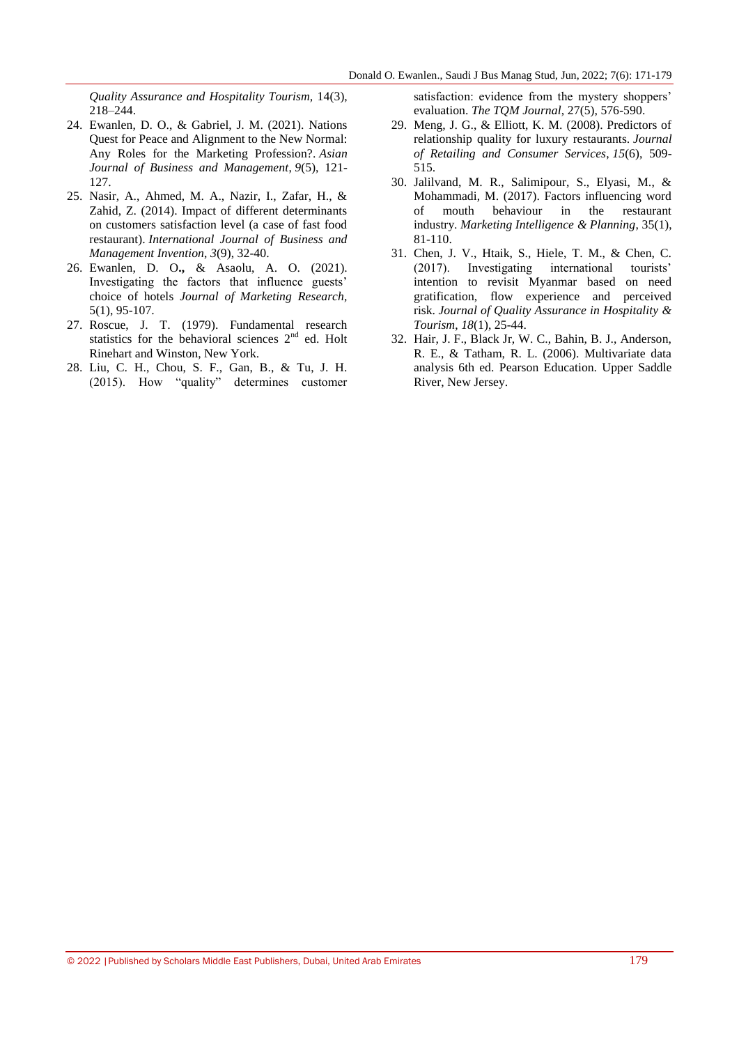*Quality Assurance and Hospitality Tourism,* 14(3), 218–244.

24. Ewanlen, D. O., & Gabriel, J. M. (2021). Nations Quest for Peace and Alignment to the New Normal: Any Roles for the Marketing Profession?. *Asian Journal of Business and Management*, *9*(5), 121-127.
25. Nasir, A., Ahmed, M. A., Nazir, I., Zafar, H., & Zahid, Z. (2014). Impact of different determinants on customers satisfaction level (a case of fast food restaurant). *International Journal of Business and Management Invention*, *3*(9), 32-40.
26. Ewanlen, D. O**.,** & Asaolu, A. O. (2021). Investigating the factors that influence guests' choice of hotels *Journal of Marketing Research,* 5(1), 95-107.
27. Roscue, J. T. (1979). Fundamental research statistics for the behavioral sciences 2nd ed. Holt Rinehart and Winston, New York.
28. Liu, C. H., Chou, S. F., Gan, B., & Tu, J. H. (2015). How "quality" determines customer satisfaction: evidence from the mystery shoppers' evaluation. *The TQM Journal*, 27(5), 576-590.
29. Meng, J. G., & Elliott, K. M. (2008). Predictors of relationship quality for luxury restaurants. *Journal of Retailing and Consumer Services*, *15*(6), 509-515.
30. Jalilvand, M. R., Salimipour, S., Elyasi, M., & Mohammadi, M. (2017). Factors influencing word of mouth behaviour in the restaurant industry. *Marketing Intelligence & Planning,* 35(1), 81-110.
31. Chen, J. V., Htaik, S., Hiele, T. M., & Chen, C. (2017). Investigating international tourists' intention to revisit Myanmar based on need gratification, flow experience and perceived risk. *Journal of Quality Assurance in Hospitality & Tourism*, *18*(1), 25-44.
32. Hair, J. F., Black Jr, W. C., Bahin, B. J., Anderson, R. E., & Tatham, R. L. (2006). Multivariate data analysis 6th ed. Pearson Education. Upper Saddle River, New Jersey.